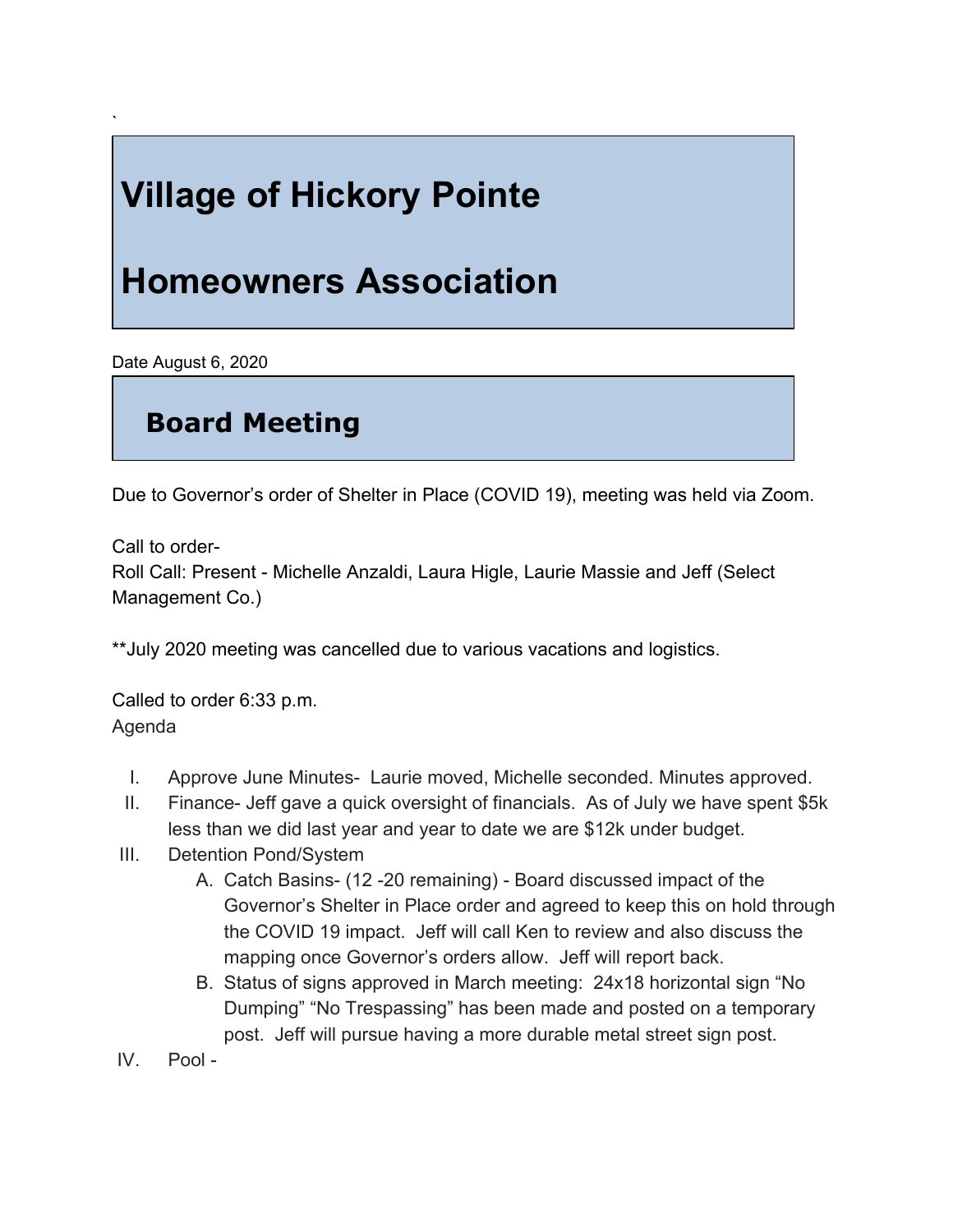`

# Village of Hickory Pointe

# Homeowners Association

Date August 6, 2020

## Board Meeting

Due to Governor's order of Shelter in Place (COVID 19), meeting was held via Zoom.

Call to order-
Roll Call: Present - Michelle Anzaldi, Laura Higle, Laurie Massie and Jeff (Select Management Co.)

**July 2020 meeting was cancelled due to various vacations and logistics.

Called to order 6:33 p.m.
Agenda

I. Approve June Minutes- Laurie moved, Michelle seconded. Minutes approved.
II. Finance- Jeff gave a quick oversight of financials. As of July we have spent $5k less than we did last year and year to date we are $12k under budget.
III. Detention Pond/System
    A. Catch Basins- (12 -20 remaining) - Board discussed impact of the Governor's Shelter in Place order and agreed to keep this on hold through the COVID 19 impact. Jeff will call Ken to review and also discuss the mapping once Governor's orders allow. Jeff will report back.
    B. Status of signs approved in March meeting: 24x18 horizontal sign "No Dumping" "No Trespassing" has been made and posted on a temporary post. Jeff will pursue having a more durable metal street sign post.
IV. Pool -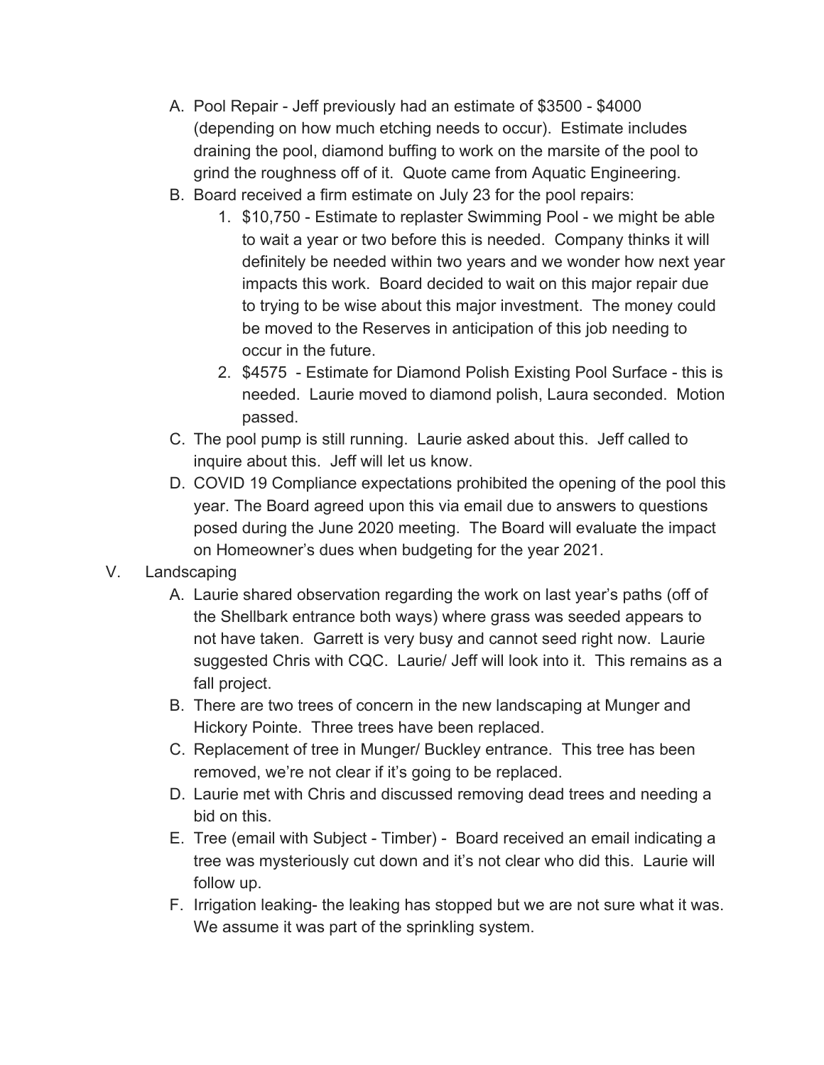A. Pool Repair - Jeff previously had an estimate of $3500 - $4000 (depending on how much etching needs to occur). Estimate includes draining the pool, diamond buffing to work on the marsite of the pool to grind the roughness off of it. Quote came from Aquatic Engineering.

B. Board received a firm estimate on July 23 for the pool repairs:

   1. $10,750 - Estimate to replaster Swimming Pool - we might be able to wait a year or two before this is needed. Company thinks it will definitely be needed within two years and we wonder how next year impacts this work. Board decided to wait on this major repair due to trying to be wise about this major investment. The money could be moved to the Reserves in anticipation of this job needing to occur in the future.
   2. $4575 - Estimate for Diamond Polish Existing Pool Surface - this is needed. Laurie moved to diamond polish, Laura seconded. Motion passed.

C. The pool pump is still running. Laurie asked about this. Jeff called to inquire about this. Jeff will let us know.

D. COVID 19 Compliance expectations prohibited the opening of the pool this year. The Board agreed upon this via email due to answers to questions posed during the June 2020 meeting. The Board will evaluate the impact on Homeowner's dues when budgeting for the year 2021.

V. Landscaping

A. Laurie shared observation regarding the work on last year's paths (off of the Shellbark entrance both ways) where grass was seeded appears to not have taken. Garrett is very busy and cannot seed right now. Laurie suggested Chris with CQC. Laurie/ Jeff will look into it. This remains as a fall project.

B. There are two trees of concern in the new landscaping at Munger and Hickory Pointe. Three trees have been replaced.

C. Replacement of tree in Munger/ Buckley entrance. This tree has been removed, we're not clear if it's going to be replaced.

D. Laurie met with Chris and discussed removing dead trees and needing a bid on this.

E. Tree (email with Subject - Timber) - Board received an email indicating a tree was mysteriously cut down and it's not clear who did this. Laurie will follow up.

F. Irrigation leaking- the leaking has stopped but we are not sure what it was. We assume it was part of the sprinkling system.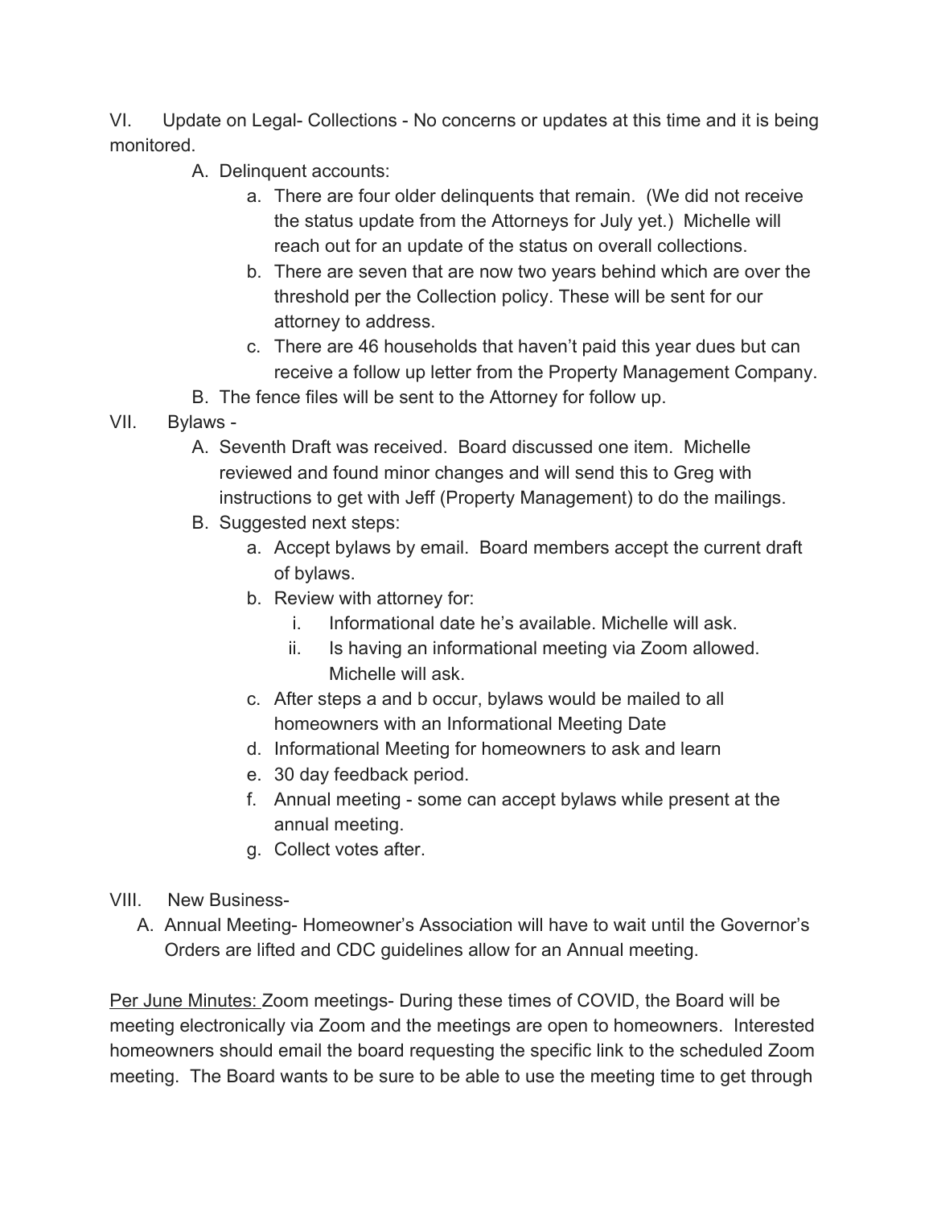VI. Update on Legal- Collections - No concerns or updates at this time and it is being monitored.

- A. Delinquent accounts:
    - a. There are four older delinquents that remain. (We did not receive the status update from the Attorneys for July yet.) Michelle will reach out for an update of the status on overall collections.
    - b. There are seven that are now two years behind which are over the threshold per the Collection policy. These will be sent for our attorney to address.
    - c. There are 46 households that haven't paid this year dues but can receive a follow up letter from the Property Management Company.
- B. The fence files will be sent to the Attorney for follow up.

VII. Bylaws -

- A. Seventh Draft was received. Board discussed one item. Michelle reviewed and found minor changes and will send this to Greg with instructions to get with Jeff (Property Management) to do the mailings.
- B. Suggested next steps:
    - a. Accept bylaws by email. Board members accept the current draft of bylaws.
    - b. Review with attorney for:
        - i. Informational date he's available. Michelle will ask.
        - ii. Is having an informational meeting via Zoom allowed. Michelle will ask.
    - c. After steps a and b occur, bylaws would be mailed to all homeowners with an Informational Meeting Date
    - d. Informational Meeting for homeowners to ask and learn
    - e. 30 day feedback period.
    - f. Annual meeting - some can accept bylaws while present at the annual meeting.
    - g. Collect votes after.

VIII. New Business-

- A. Annual Meeting- Homeowner's Association will have to wait until the Governor's Orders are lifted and CDC guidelines allow for an Annual meeting.

<u>Per June Minutes:</u> Zoom meetings- During these times of COVID, the Board will be meeting electronically via Zoom and the meetings are open to homeowners. Interested homeowners should email the board requesting the specific link to the scheduled Zoom meeting. The Board wants to be sure to be able to use the meeting time to get through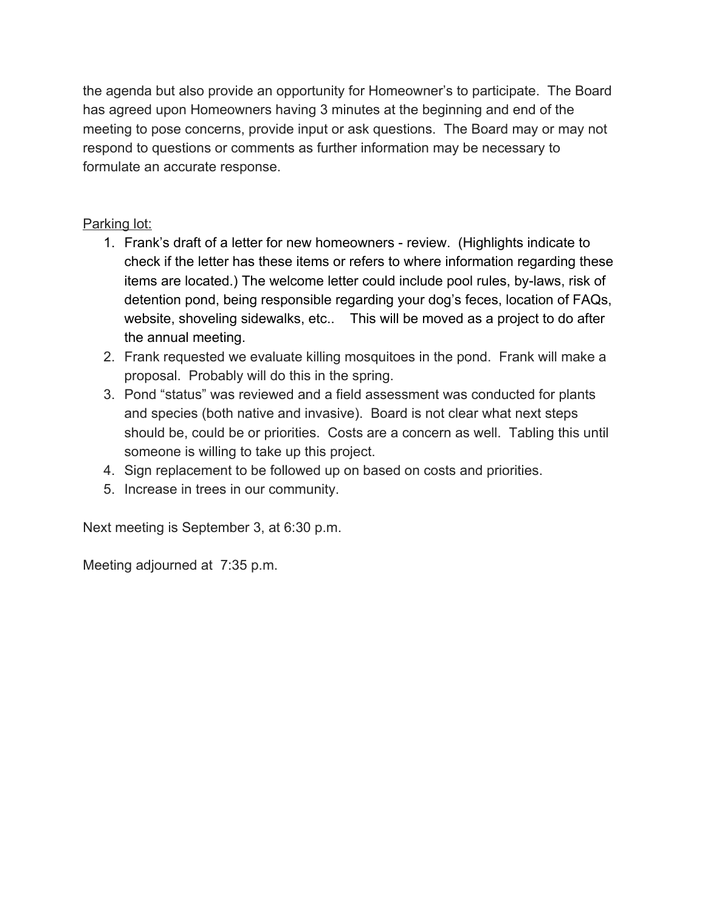the agenda but also provide an opportunity for Homeowner's to participate. The Board has agreed upon Homeowners having 3 minutes at the beginning and end of the meeting to pose concerns, provide input or ask questions. The Board may or may not respond to questions or comments as further information may be necessary to formulate an accurate response.

<u>Parking lot:</u>

1. Frank's draft of a letter for new homeowners - review. (Highlights indicate to check if the letter has these items or refers to where information regarding these items are located.) The welcome letter could include pool rules, by-laws, risk of detention pond, being responsible regarding your dog's feces, location of FAQs, website, shoveling sidewalks, etc.. This will be moved as a project to do after the annual meeting.
2. Frank requested we evaluate killing mosquitoes in the pond. Frank will make a proposal. Probably will do this in the spring.
3. Pond "status" was reviewed and a field assessment was conducted for plants and species (both native and invasive). Board is not clear what next steps should be, could be or priorities. Costs are a concern as well. Tabling this until someone is willing to take up this project.
4. Sign replacement to be followed up on based on costs and priorities.
5. Increase in trees in our community.

Next meeting is September 3, at 6:30 p.m.

Meeting adjourned at 7:35 p.m.